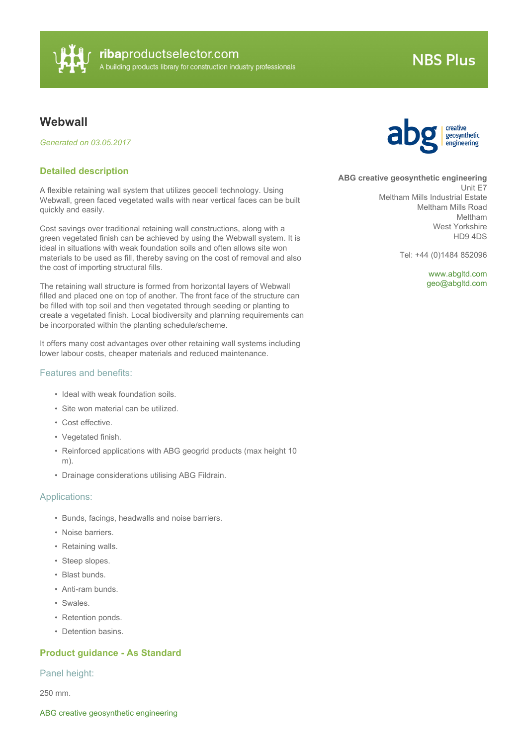ribaproductselector.com
A building products library for construction industry professionals

NBS Plus

# Webwall

*Generated on 03.05.2017*

**ABG creative geosynthetic engineering**
Unit E7
Meltham Mills Industrial Estate
Meltham Mills Road
Meltham
West Yorkshire
HD9 4DS

Tel: +44 (0)1484 852096

www.abgltd.com
geo@abgltd.com

## Detailed description

A flexible retaining wall system that utilizes geocell technology. Using Webwall, green faced vegetated walls with near vertical faces can be built quickly and easily.

Cost savings over traditional retaining wall constructions, along with a green vegetated finish can be achieved by using the Webwall system. It is ideal in situations with weak foundation soils and often allows site won materials to be used as fill, thereby saving on the cost of removal and also the cost of importing structural fills.

The retaining wall structure is formed from horizontal layers of Webwall filled and placed one on top of another. The front face of the structure can be filled with top soil and then vegetated through seeding or planting to create a vegetated finish. Local biodiversity and planning requirements can be incorporated within the planting schedule/scheme.

It offers many cost advantages over other retaining wall systems including lower labour costs, cheaper materials and reduced maintenance.

### Features and benefits:

- Ideal with weak foundation soils.
- Site won material can be utilized.
- Cost effective.
- Vegetated finish.
- Reinforced applications with ABG geogrid products (max height 10 m).
- Drainage considerations utilising ABG Fildrain.

### Applications:

- Bunds, facings, headwalls and noise barriers.
- Noise barriers.
- Retaining walls.
- Steep slopes.
- Blast bunds.
- Anti-ram bunds.
- Swales.
- Retention ponds.
- Detention basins.

## Product guidance - As Standard

### Panel height:

250 mm.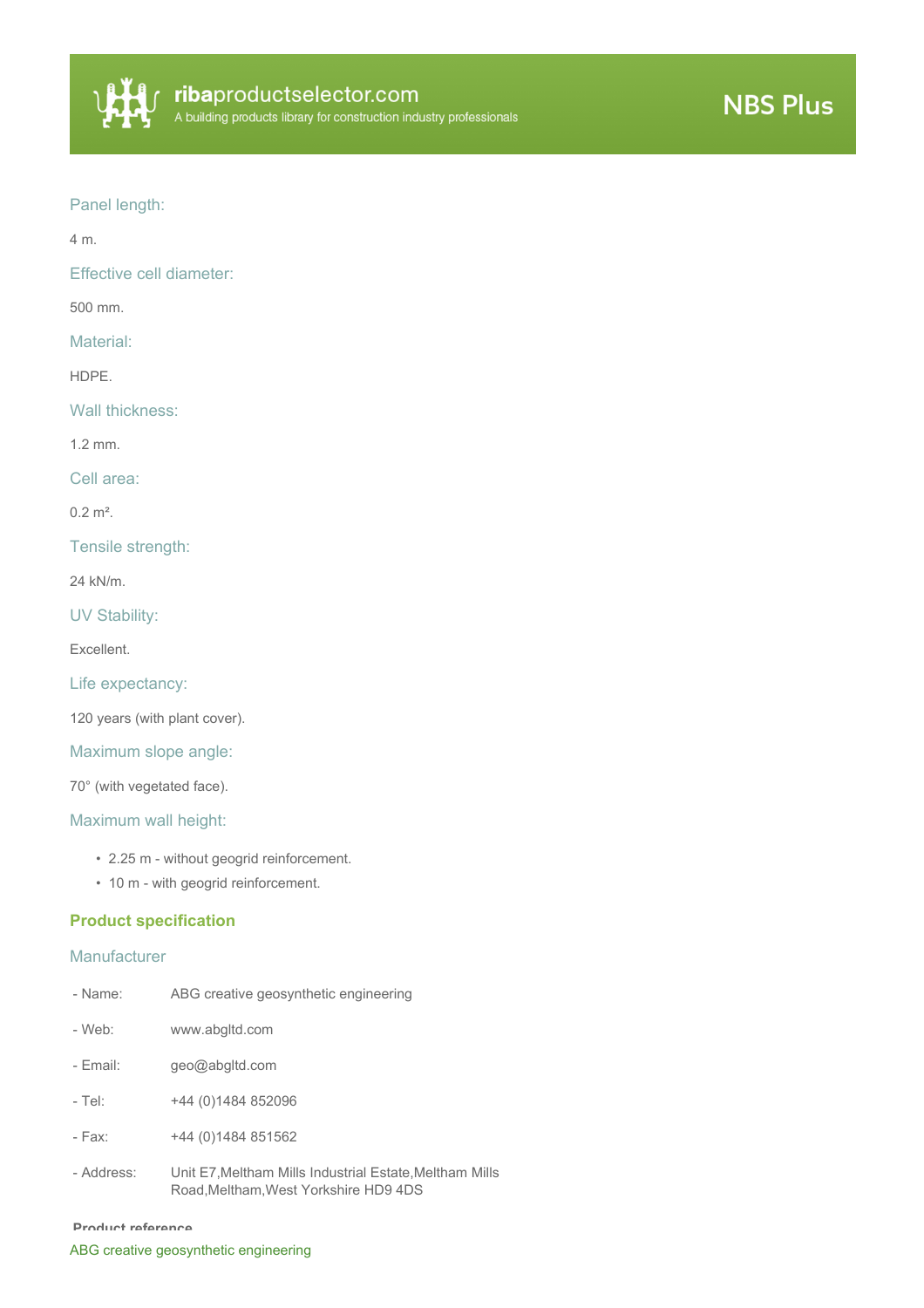Panel length:

4 m.

Effective cell diameter:

500 mm.

Material:

HDPE.

Wall thickness:

1.2 mm.

Cell area:

0.2 m².

Tensile strength:

24 kN/m.

UV Stability:

Excellent.

Life expectancy:

120 years (with plant cover).

Maximum slope angle:

70° (with vegetated face).

Maximum wall height:

- 2.25 m - without geogrid reinforcement.
- 10 m - with geogrid reinforcement.

## Product specification

### Manufacturer

| | |
|---|---|
| - Name: | ABG creative geosynthetic engineering |
| - Web: | www.abgltd.com |
| - Email: | geo@abgltd.com |
| - Tel: | +44 (0)1484 852096 |
| - Fax: | +44 (0)1484 851562 |
| - Address: | Unit E7,Meltham Mills Industrial Estate,Meltham Mills Road,Meltham,West Yorkshire HD9 4DS |

Product reference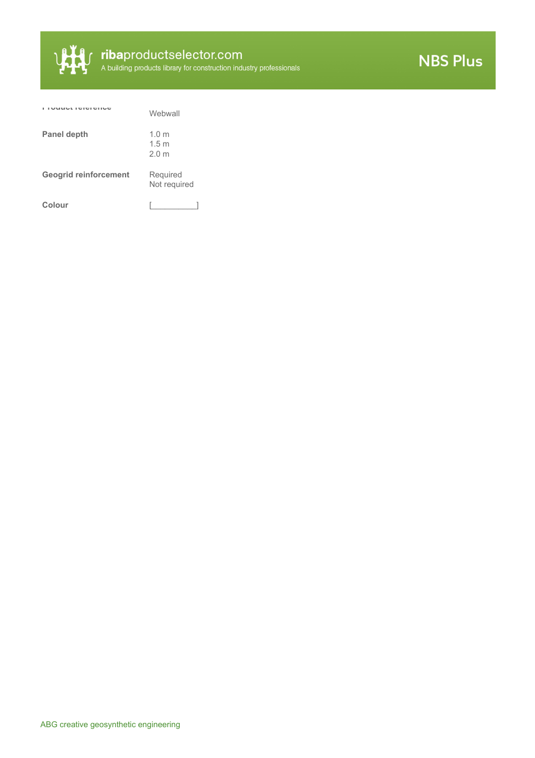| | |
|---|---|
| **Product reference** | Webwall |
| **Panel depth** | 1.0 m<br>1.5 m<br>2.0 m |
| **Geogrid reinforcement** | Required<br>Not required |
| **Colour** | [__________] |